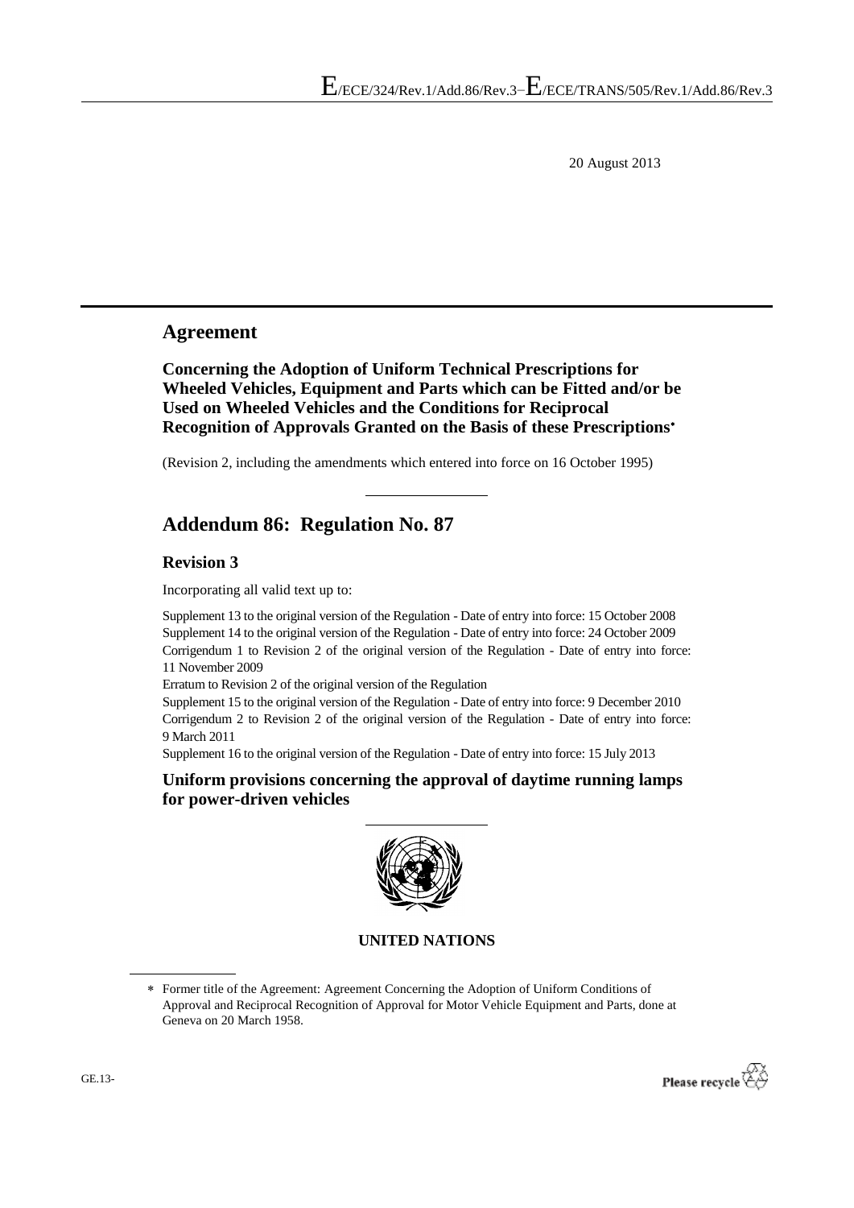20 August 2013

# Agreement

**Concerning the Adoption of Uniform Technical Prescriptions for Wheeled Vehicles, Equipment and Parts which can be Fitted and/or be Used on Wheeled Vehicles and the Conditions for Reciprocal Recognition of Approvals Granted on the Basis of these Prescriptions*** 

(Revision 2, including the amendments which entered into force on 16 October 1995)

# Addendum 86: Regulation No. 87

## Revision 3

Incorporating all valid text up to:

Supplement 13 to the original version of the Regulation - Date of entry into force: 15 October 2008
Supplement 14 to the original version of the Regulation - Date of entry into force: 24 October 2009
Corrigendum 1 to Revision 2 of the original version of the Regulation - Date of entry into force: 11 November 2009
Erratum to Revision 2 of the original version of the Regulation
Supplement 15 to the original version of the Regulation - Date of entry into force: 9 December 2010
Corrigendum 2 to Revision 2 of the original version of the Regulation - Date of entry into force: 9 March 2011
Supplement 16 to the original version of the Regulation - Date of entry into force: 15 July 2013

## Uniform provisions concerning the approval of daytime running lamps for power-driven vehicles

**UNITED NATIONS**

* Former title of the Agreement: Agreement Concerning the Adoption of Uniform Conditions of Approval and Reciprocal Recognition of Approval for Motor Vehicle Equipment and Parts, done at Geneva on 20 March 1958.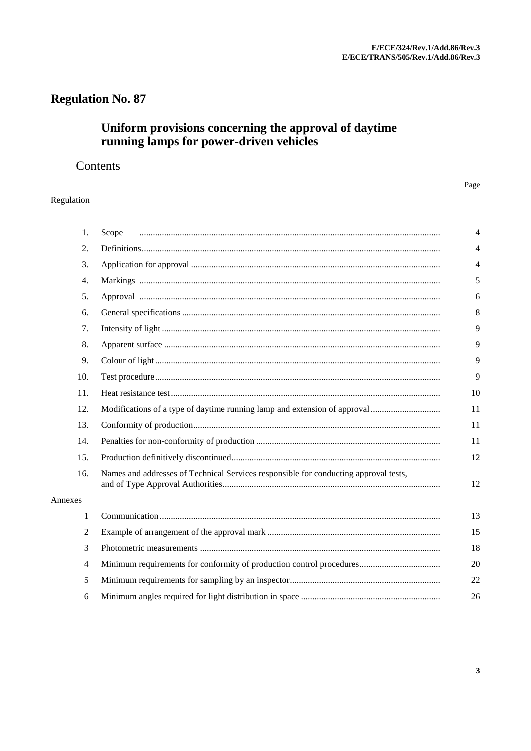# Regulation No. 87

## Uniform provisions concerning the approval of daytime running lamps for power-driven vehicles

### Contents

| | | Page |
|---|---|---|
| Regulation | | |
| 1. | Scope | 4 |
| 2. | Definitions | 4 |
| 3. | Application for approval | 4 |
| 4. | Markings | 5 |
| 5. | Approval | 6 |
| 6. | General specifications | 8 |
| 7. | Intensity of light | 9 |
| 8. | Apparent surface | 9 |
| 9. | Colour of light | 9 |
| 10. | Test procedure | 9 |
| 11. | Heat resistance test | 10 |
| 12. | Modifications of a type of daytime running lamp and extension of approval | 11 |
| 13. | Conformity of production | 11 |
| 14. | Penalties for non-conformity of production | 11 |
| 15. | Production definitively discontinued | 12 |
| 16. | Names and addresses of Technical Services responsible for conducting approval tests, and of Type Approval Authorities | 12 |
| Annexes | | |
| 1 | Communication | 13 |
| 2 | Example of arrangement of the approval mark | 15 |
| 3 | Photometric measurements | 18 |
| 4 | Minimum requirements for conformity of production control procedures | 20 |
| 5 | Minimum requirements for sampling by an inspector | 22 |
| 6 | Minimum angles required for light distribution in space | 26 |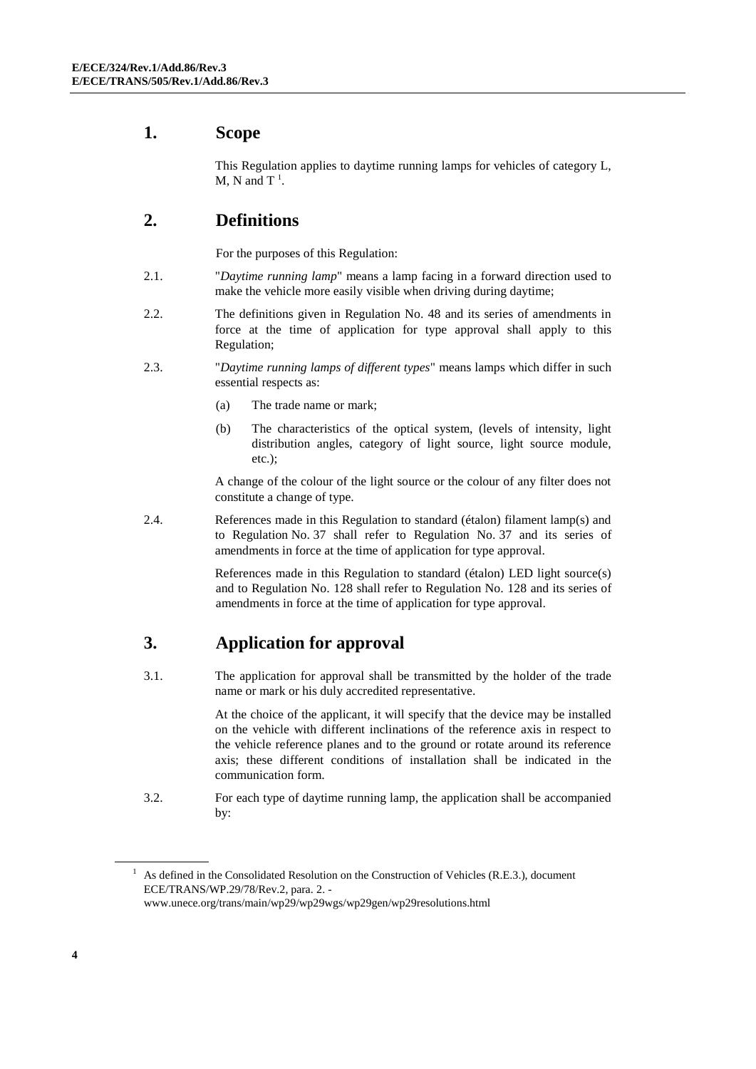## 1. Scope

This Regulation applies to daytime running lamps for vehicles of category L, M, N and T [1].

## 2. Definitions

For the purposes of this Regulation:

2.1. "*Daytime running lamp*" means a lamp facing in a forward direction used to make the vehicle more easily visible when driving during daytime;

2.2. The definitions given in Regulation No. 48 and its series of amendments in force at the time of application for type approval shall apply to this Regulation;

2.3. "*Daytime running lamps of different types*" means lamps which differ in such essential respects as:

(a) The trade name or mark;

(b) The characteristics of the optical system, (levels of intensity, light distribution angles, category of light source, light source module, etc.);

A change of the colour of the light source or the colour of any filter does not constitute a change of type.

2.4. References made in this Regulation to standard (étalon) filament lamp(s) and to Regulation No. 37 shall refer to Regulation No. 37 and its series of amendments in force at the time of application for type approval.

References made in this Regulation to standard (étalon) LED light source(s) and to Regulation No. 128 shall refer to Regulation No. 128 and its series of amendments in force at the time of application for type approval.

## 3. Application for approval

3.1. The application for approval shall be transmitted by the holder of the trade name or mark or his duly accredited representative.

At the choice of the applicant, it will specify that the device may be installed on the vehicle with different inclinations of the reference axis in respect to the vehicle reference planes and to the ground or rotate around its reference axis; these different conditions of installation shall be indicated in the communication form.

3.2. For each type of daytime running lamp, the application shall be accompanied by:

---

[1] As defined in the Consolidated Resolution on the Construction of Vehicles (R.E.3.), document ECE/TRANS/WP.29/78/Rev.2, para. 2. - www.unece.org/trans/main/wp29/wp29wgs/wp29gen/wp29resolutions.html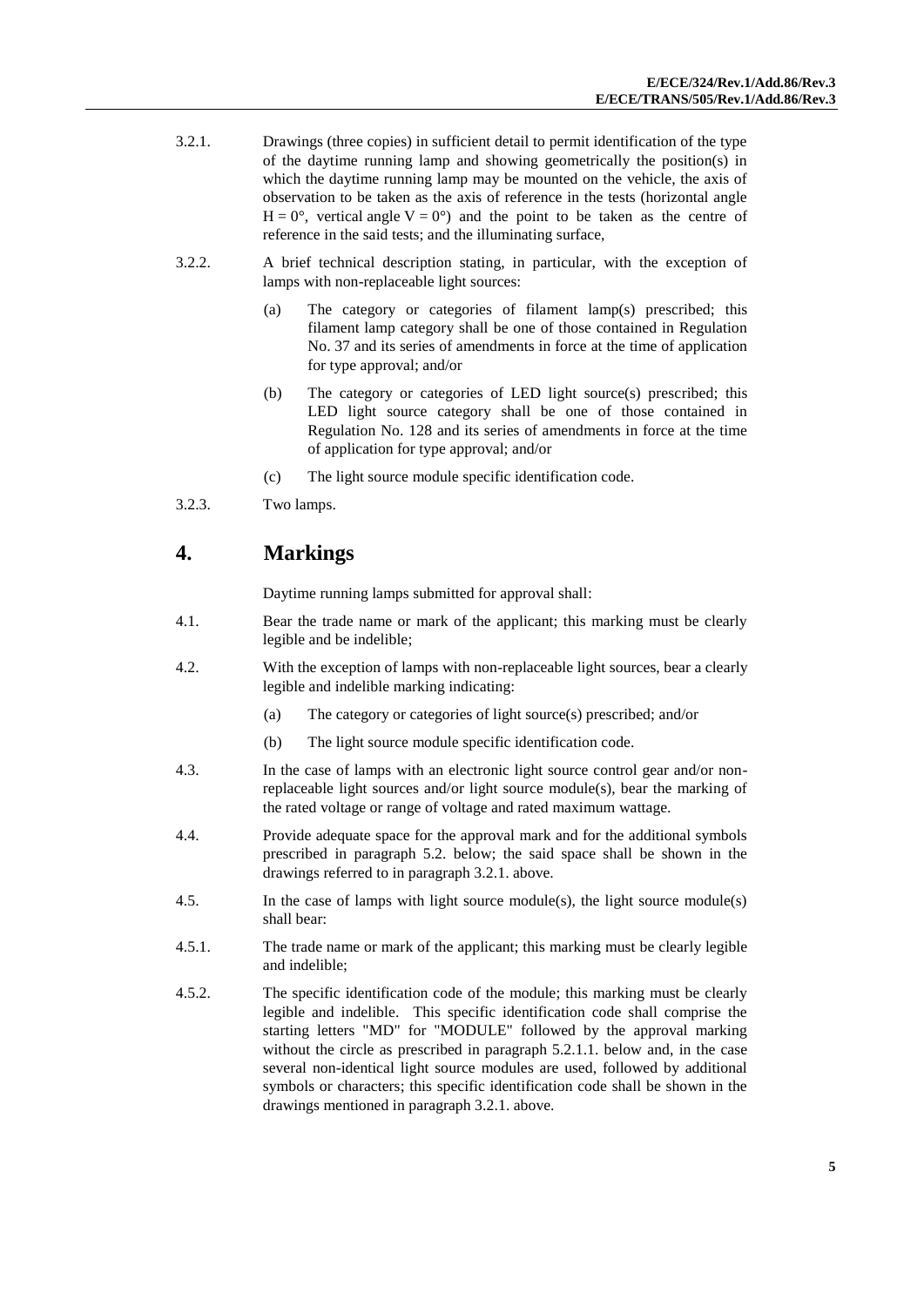3.2.1. Drawings (three copies) in sufficient detail to permit identification of the type of the daytime running lamp and showing geometrically the position(s) in which the daytime running lamp may be mounted on the vehicle, the axis of observation to be taken as the axis of reference in the tests (horizontal angle $H = 0°$, vertical angle $V = 0°$) and the point to be taken as the centre of reference in the said tests; and the illuminating surface,

3.2.2. A brief technical description stating, in particular, with the exception of lamps with non-replaceable light sources:

(a) The category or categories of filament lamp(s) prescribed; this filament lamp category shall be one of those contained in Regulation No. 37 and its series of amendments in force at the time of application for type approval; and/or

(b) The category or categories of LED light source(s) prescribed; this LED light source category shall be one of those contained in Regulation No. 128 and its series of amendments in force at the time of application for type approval; and/or

(c) The light source module specific identification code.

3.2.3. Two lamps.

# 4. Markings

Daytime running lamps submitted for approval shall:

4.1. Bear the trade name or mark of the applicant; this marking must be clearly legible and be indelible;

4.2. With the exception of lamps with non-replaceable light sources, bear a clearly legible and indelible marking indicating:

(a) The category or categories of light source(s) prescribed; and/or

(b) The light source module specific identification code.

4.3. In the case of lamps with an electronic light source control gear and/or non-replaceable light sources and/or light source module(s), bear the marking of the rated voltage or range of voltage and rated maximum wattage.

4.4. Provide adequate space for the approval mark and for the additional symbols prescribed in paragraph 5.2. below; the said space shall be shown in the drawings referred to in paragraph 3.2.1. above.

4.5. In the case of lamps with light source module(s), the light source module(s) shall bear:

4.5.1. The trade name or mark of the applicant; this marking must be clearly legible and indelible;

4.5.2. The specific identification code of the module; this marking must be clearly legible and indelible. This specific identification code shall comprise the starting letters "MD" for "MODULE" followed by the approval marking without the circle as prescribed in paragraph 5.2.1.1. below and, in the case several non-identical light source modules are used, followed by additional symbols or characters; this specific identification code shall be shown in the drawings mentioned in paragraph 3.2.1. above.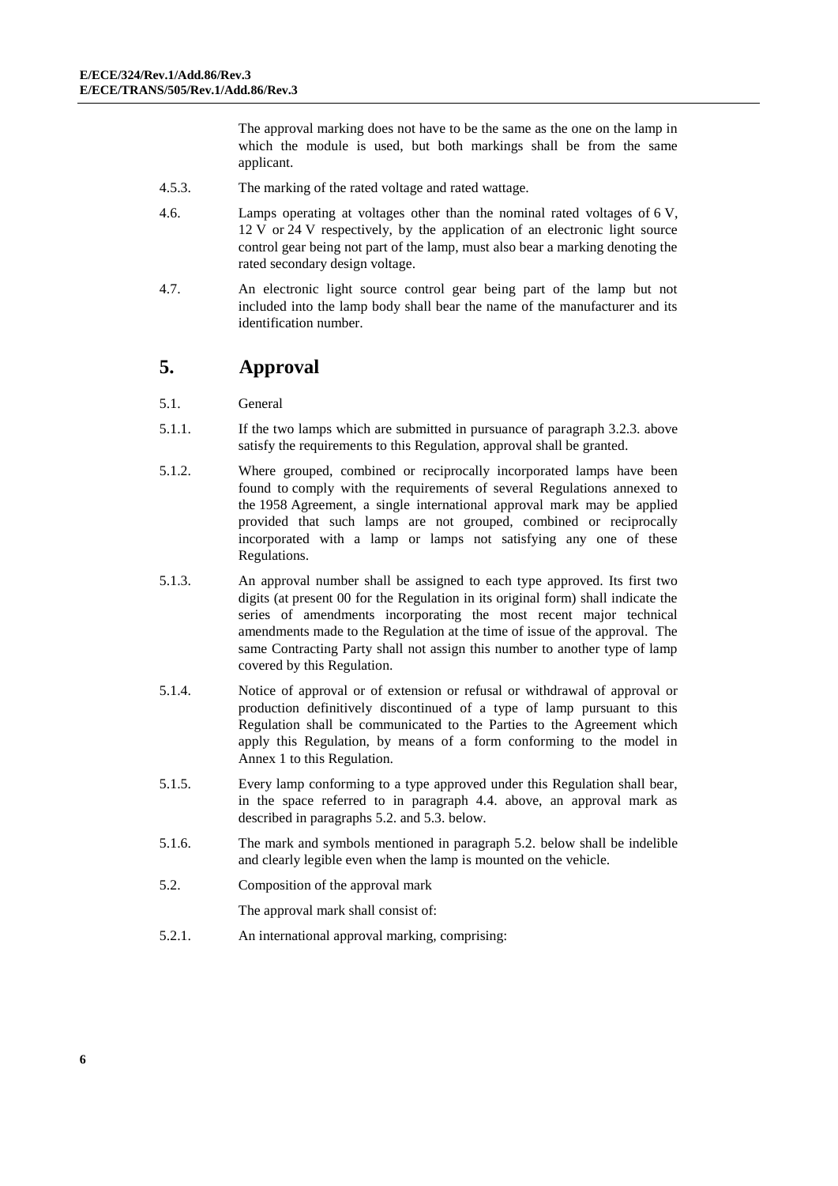The approval marking does not have to be the same as the one on the lamp in which the module is used, but both markings shall be from the same applicant.

4.5.3. The marking of the rated voltage and rated wattage.

4.6. Lamps operating at voltages other than the nominal rated voltages of 6 V, 12 V or 24 V respectively, by the application of an electronic light source control gear being not part of the lamp, must also bear a marking denoting the rated secondary design voltage.

4.7. An electronic light source control gear being part of the lamp but not included into the lamp body shall bear the name of the manufacturer and its identification number.

# 5. Approval

5.1. General

5.1.1. If the two lamps which are submitted in pursuance of paragraph 3.2.3. above satisfy the requirements to this Regulation, approval shall be granted.

5.1.2. Where grouped, combined or reciprocally incorporated lamps have been found to comply with the requirements of several Regulations annexed to the 1958 Agreement, a single international approval mark may be applied provided that such lamps are not grouped, combined or reciprocally incorporated with a lamp or lamps not satisfying any one of these Regulations.

5.1.3. An approval number shall be assigned to each type approved. Its first two digits (at present 00 for the Regulation in its original form) shall indicate the series of amendments incorporating the most recent major technical amendments made to the Regulation at the time of issue of the approval. The same Contracting Party shall not assign this number to another type of lamp covered by this Regulation.

5.1.4. Notice of approval or of extension or refusal or withdrawal of approval or production definitively discontinued of a type of lamp pursuant to this Regulation shall be communicated to the Parties to the Agreement which apply this Regulation, by means of a form conforming to the model in Annex 1 to this Regulation.

5.1.5. Every lamp conforming to a type approved under this Regulation shall bear, in the space referred to in paragraph 4.4. above, an approval mark as described in paragraphs 5.2. and 5.3. below.

5.1.6. The mark and symbols mentioned in paragraph 5.2. below shall be indelible and clearly legible even when the lamp is mounted on the vehicle.

5.2. Composition of the approval mark

The approval mark shall consist of:

5.2.1. An international approval marking, comprising: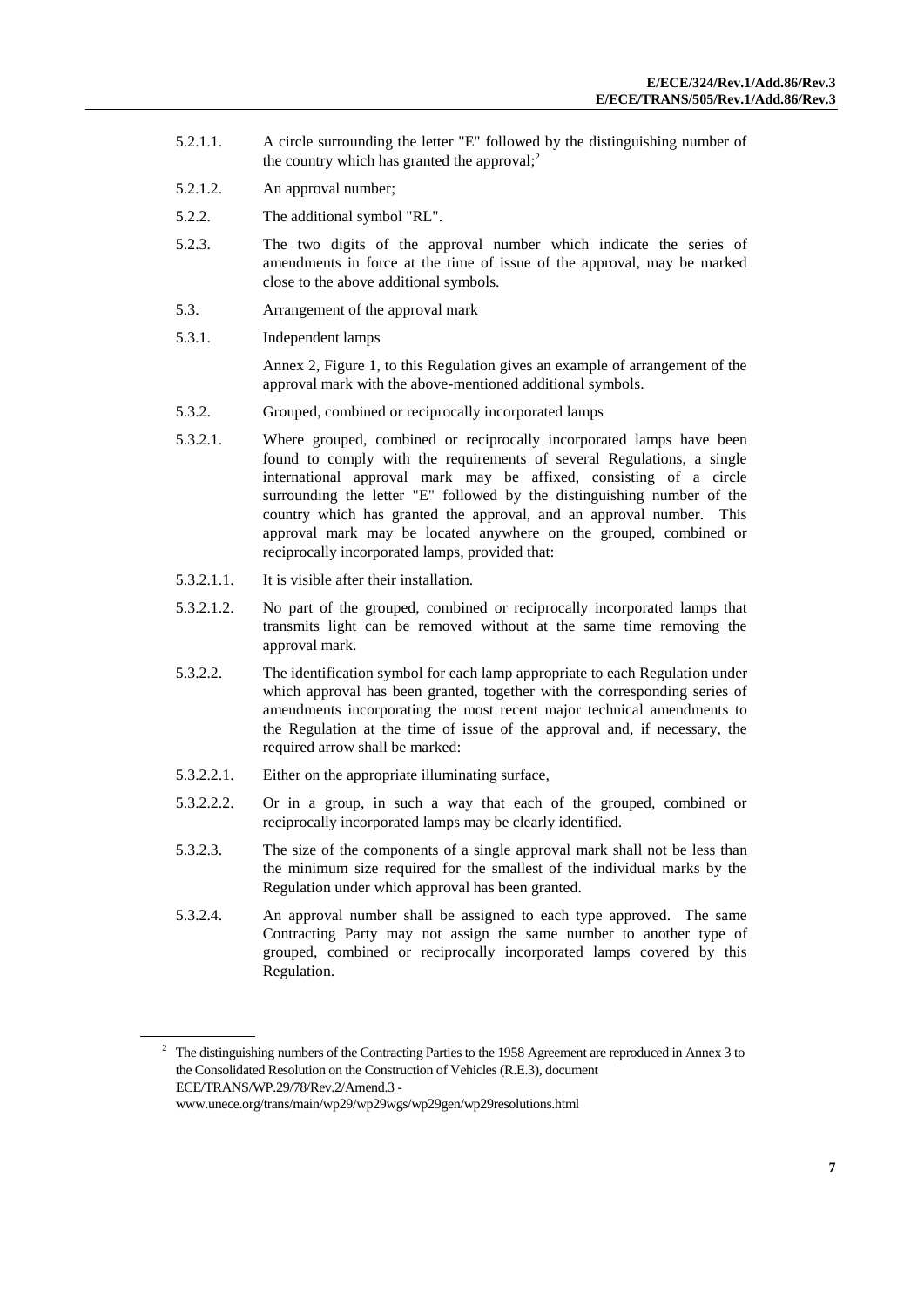5.2.1.1. A circle surrounding the letter "E" followed by the distinguishing number of the country which has granted the approval;[2]

5.2.1.2. An approval number;

5.2.2. The additional symbol "RL".

5.2.3. The two digits of the approval number which indicate the series of amendments in force at the time of issue of the approval, may be marked close to the above additional symbols.

5.3. Arrangement of the approval mark

5.3.1. Independent lamps

Annex 2, Figure 1, to this Regulation gives an example of arrangement of the approval mark with the above-mentioned additional symbols.

5.3.2. Grouped, combined or reciprocally incorporated lamps

5.3.2.1. Where grouped, combined or reciprocally incorporated lamps have been found to comply with the requirements of several Regulations, a single international approval mark may be affixed, consisting of a circle surrounding the letter "E" followed by the distinguishing number of the country which has granted the approval, and an approval number. This approval mark may be located anywhere on the grouped, combined or reciprocally incorporated lamps, provided that:

5.3.2.1.1. It is visible after their installation.

5.3.2.1.2. No part of the grouped, combined or reciprocally incorporated lamps that transmits light can be removed without at the same time removing the approval mark.

5.3.2.2. The identification symbol for each lamp appropriate to each Regulation under which approval has been granted, together with the corresponding series of amendments incorporating the most recent major technical amendments to the Regulation at the time of issue of the approval and, if necessary, the required arrow shall be marked:

5.3.2.2.1. Either on the appropriate illuminating surface,

5.3.2.2.2. Or in a group, in such a way that each of the grouped, combined or reciprocally incorporated lamps may be clearly identified.

5.3.2.3. The size of the components of a single approval mark shall not be less than the minimum size required for the smallest of the individual marks by the Regulation under which approval has been granted.

5.3.2.4. An approval number shall be assigned to each type approved. The same Contracting Party may not assign the same number to another type of grouped, combined or reciprocally incorporated lamps covered by this Regulation.

---

[2] The distinguishing numbers of the Contracting Parties to the 1958 Agreement are reproduced in Annex 3 to the Consolidated Resolution on the Construction of Vehicles (R.E.3), document ECE/TRANS/WP.29/78/Rev.2/Amend.3 - www.unece.org/trans/main/wp29/wp29wgs/wp29gen/wp29resolutions.html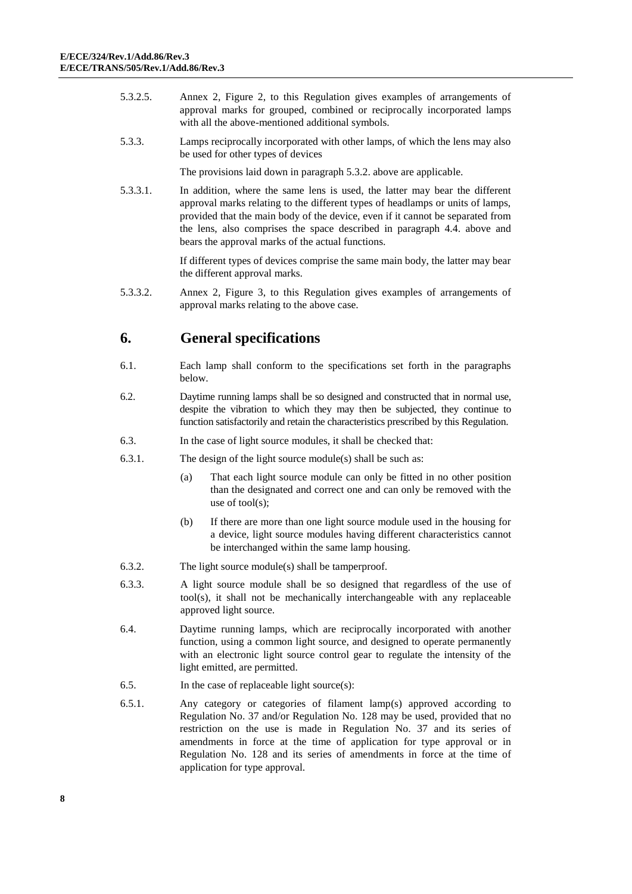5.3.2.5. Annex 2, Figure 2, to this Regulation gives examples of arrangements of approval marks for grouped, combined or reciprocally incorporated lamps with all the above-mentioned additional symbols.

5.3.3. Lamps reciprocally incorporated with other lamps, of which the lens may also be used for other types of devices

The provisions laid down in paragraph 5.3.2. above are applicable.

5.3.3.1. In addition, where the same lens is used, the latter may bear the different approval marks relating to the different types of headlamps or units of lamps, provided that the main body of the device, even if it cannot be separated from the lens, also comprises the space described in paragraph 4.4. above and bears the approval marks of the actual functions.

If different types of devices comprise the same main body, the latter may bear the different approval marks.

5.3.3.2. Annex 2, Figure 3, to this Regulation gives examples of arrangements of approval marks relating to the above case.

# 6. General specifications

6.1. Each lamp shall conform to the specifications set forth in the paragraphs below.

6.2. Daytime running lamps shall be so designed and constructed that in normal use, despite the vibration to which they may then be subjected, they continue to function satisfactorily and retain the characteristics prescribed by this Regulation.

6.3. In the case of light source modules, it shall be checked that:

6.3.1. The design of the light source module(s) shall be such as:

(a) That each light source module can only be fitted in no other position than the designated and correct one and can only be removed with the use of tool(s);

(b) If there are more than one light source module used in the housing for a device, light source modules having different characteristics cannot be interchanged within the same lamp housing.

6.3.2. The light source module(s) shall be tamperproof.

6.3.3. A light source module shall be so designed that regardless of the use of tool(s), it shall not be mechanically interchangeable with any replaceable approved light source.

6.4. Daytime running lamps, which are reciprocally incorporated with another function, using a common light source, and designed to operate permanently with an electronic light source control gear to regulate the intensity of the light emitted, are permitted.

6.5. In the case of replaceable light source(s):

6.5.1. Any category or categories of filament lamp(s) approved according to Regulation No. 37 and/or Regulation No. 128 may be used, provided that no restriction on the use is made in Regulation No. 37 and its series of amendments in force at the time of application for type approval or in Regulation No. 128 and its series of amendments in force at the time of application for type approval.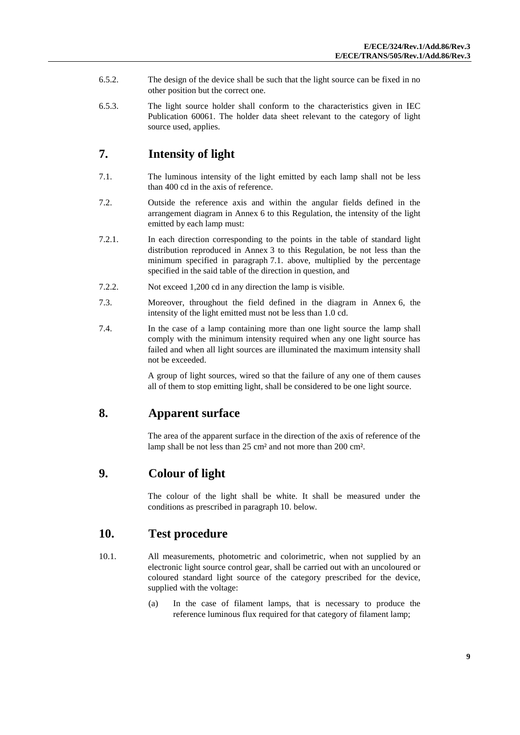6.5.2. The design of the device shall be such that the light source can be fixed in no other position but the correct one.

6.5.3. The light source holder shall conform to the characteristics given in IEC Publication 60061. The holder data sheet relevant to the category of light source used, applies.

# 7. Intensity of light

7.1. The luminous intensity of the light emitted by each lamp shall not be less than 400 cd in the axis of reference.

7.2. Outside the reference axis and within the angular fields defined in the arrangement diagram in Annex 6 to this Regulation, the intensity of the light emitted by each lamp must:

7.2.1. In each direction corresponding to the points in the table of standard light distribution reproduced in Annex 3 to this Regulation, be not less than the minimum specified in paragraph 7.1. above, multiplied by the percentage specified in the said table of the direction in question, and

7.2.2. Not exceed 1,200 cd in any direction the lamp is visible.

7.3. Moreover, throughout the field defined in the diagram in Annex 6, the intensity of the light emitted must not be less than 1.0 cd.

7.4. In the case of a lamp containing more than one light source the lamp shall comply with the minimum intensity required when any one light source has failed and when all light sources are illuminated the maximum intensity shall not be exceeded.

A group of light sources, wired so that the failure of any one of them causes all of them to stop emitting light, shall be considered to be one light source.

# 8. Apparent surface

The area of the apparent surface in the direction of the axis of reference of the lamp shall be not less than 25 cm² and not more than 200 cm².

# 9. Colour of light

The colour of the light shall be white. It shall be measured under the conditions as prescribed in paragraph 10. below.

# 10. Test procedure

10.1. All measurements, photometric and colorimetric, when not supplied by an electronic light source control gear, shall be carried out with an uncoloured or coloured standard light source of the category prescribed for the device, supplied with the voltage:

(a) In the case of filament lamps, that is necessary to produce the reference luminous flux required for that category of filament lamp;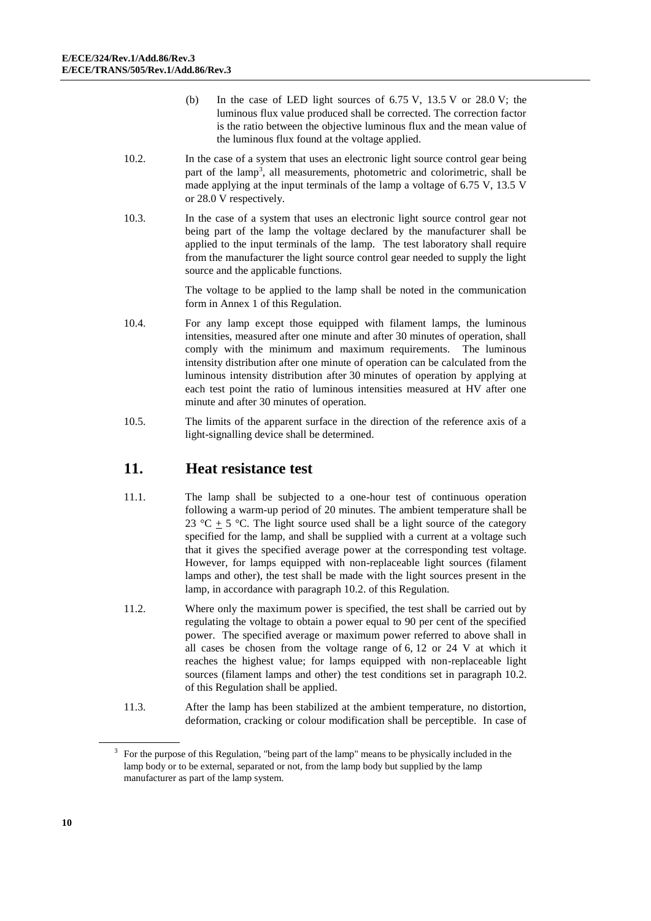(b) In the case of LED light sources of 6.75 V, 13.5 V or 28.0 V; the luminous flux value produced shall be corrected. The correction factor is the ratio between the objective luminous flux and the mean value of the luminous flux found at the voltage applied.

10.2. In the case of a system that uses an electronic light source control gear being part of the lamp[3], all measurements, photometric and colorimetric, shall be made applying at the input terminals of the lamp a voltage of 6.75 V, 13.5 V or 28.0 V respectively.

10.3. In the case of a system that uses an electronic light source control gear not being part of the lamp the voltage declared by the manufacturer shall be applied to the input terminals of the lamp. The test laboratory shall require from the manufacturer the light source control gear needed to supply the light source and the applicable functions.

The voltage to be applied to the lamp shall be noted in the communication form in Annex 1 of this Regulation.

10.4. For any lamp except those equipped with filament lamps, the luminous intensities, measured after one minute and after 30 minutes of operation, shall comply with the minimum and maximum requirements. The luminous intensity distribution after one minute of operation can be calculated from the luminous intensity distribution after 30 minutes of operation by applying at each test point the ratio of luminous intensities measured at HV after one minute and after 30 minutes of operation.

10.5. The limits of the apparent surface in the direction of the reference axis of a light-signalling device shall be determined.

## 11. Heat resistance test

11.1. The lamp shall be subjected to a one-hour test of continuous operation following a warm-up period of 20 minutes. The ambient temperature shall be 23 °C ± 5 °C. The light source used shall be a light source of the category specified for the lamp, and shall be supplied with a current at a voltage such that it gives the specified average power at the corresponding test voltage. However, for lamps equipped with non-replaceable light sources (filament lamps and other), the test shall be made with the light sources present in the lamp, in accordance with paragraph 10.2. of this Regulation.

11.2. Where only the maximum power is specified, the test shall be carried out by regulating the voltage to obtain a power equal to 90 per cent of the specified power. The specified average or maximum power referred to above shall in all cases be chosen from the voltage range of 6, 12 or 24 V at which it reaches the highest value; for lamps equipped with non-replaceable light sources (filament lamps and other) the test conditions set in paragraph 10.2. of this Regulation shall be applied.

11.3. After the lamp has been stabilized at the ambient temperature, no distortion, deformation, cracking or colour modification shall be perceptible. In case of

---

[3] For the purpose of this Regulation, "being part of the lamp" means to be physically included in the lamp body or to be external, separated or not, from the lamp body but supplied by the lamp manufacturer as part of the lamp system.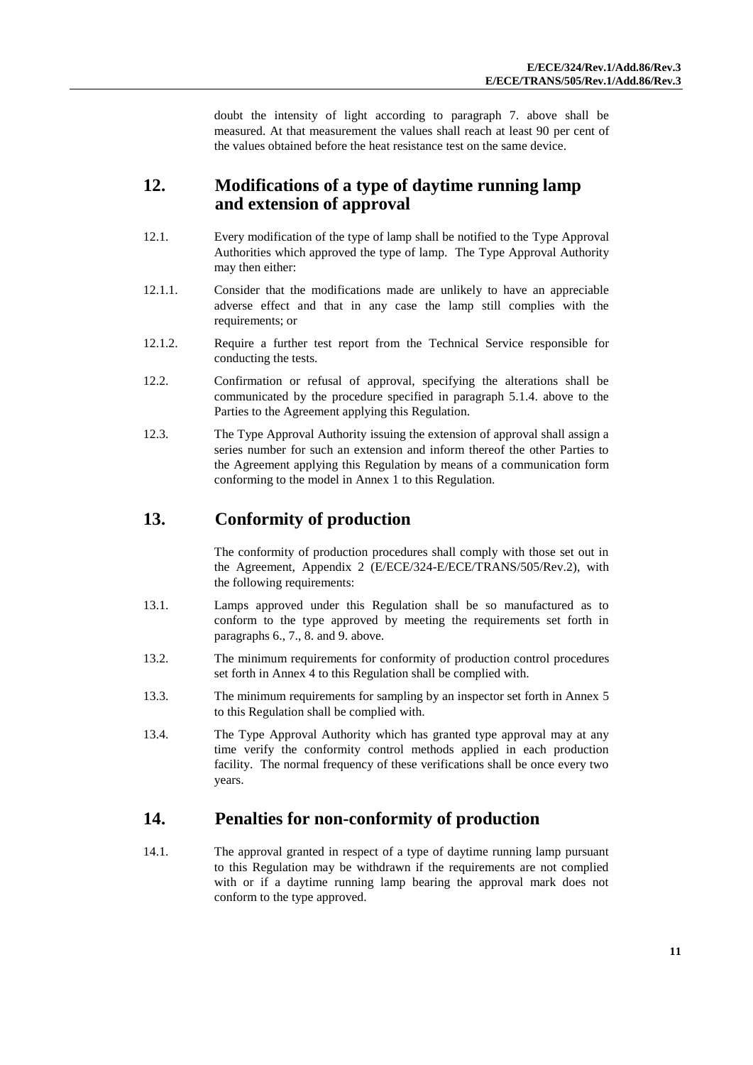doubt the intensity of light according to paragraph 7. above shall be measured. At that measurement the values shall reach at least 90 per cent of the values obtained before the heat resistance test on the same device.

## 12. Modifications of a type of daytime running lamp and extension of approval

12.1. Every modification of the type of lamp shall be notified to the Type Approval Authorities which approved the type of lamp. The Type Approval Authority may then either:

12.1.1. Consider that the modifications made are unlikely to have an appreciable adverse effect and that in any case the lamp still complies with the requirements; or

12.1.2. Require a further test report from the Technical Service responsible for conducting the tests.

12.2. Confirmation or refusal of approval, specifying the alterations shall be communicated by the procedure specified in paragraph 5.1.4. above to the Parties to the Agreement applying this Regulation.

12.3. The Type Approval Authority issuing the extension of approval shall assign a series number for such an extension and inform thereof the other Parties to the Agreement applying this Regulation by means of a communication form conforming to the model in Annex 1 to this Regulation.

## 13. Conformity of production

The conformity of production procedures shall comply with those set out in the Agreement, Appendix 2 (E/ECE/324-E/ECE/TRANS/505/Rev.2), with the following requirements:

13.1. Lamps approved under this Regulation shall be so manufactured as to conform to the type approved by meeting the requirements set forth in paragraphs 6., 7., 8. and 9. above.

13.2. The minimum requirements for conformity of production control procedures set forth in Annex 4 to this Regulation shall be complied with.

13.3. The minimum requirements for sampling by an inspector set forth in Annex 5 to this Regulation shall be complied with.

13.4. The Type Approval Authority which has granted type approval may at any time verify the conformity control methods applied in each production facility. The normal frequency of these verifications shall be once every two years.

## 14. Penalties for non-conformity of production

14.1. The approval granted in respect of a type of daytime running lamp pursuant to this Regulation may be withdrawn if the requirements are not complied with or if a daytime running lamp bearing the approval mark does not conform to the type approved.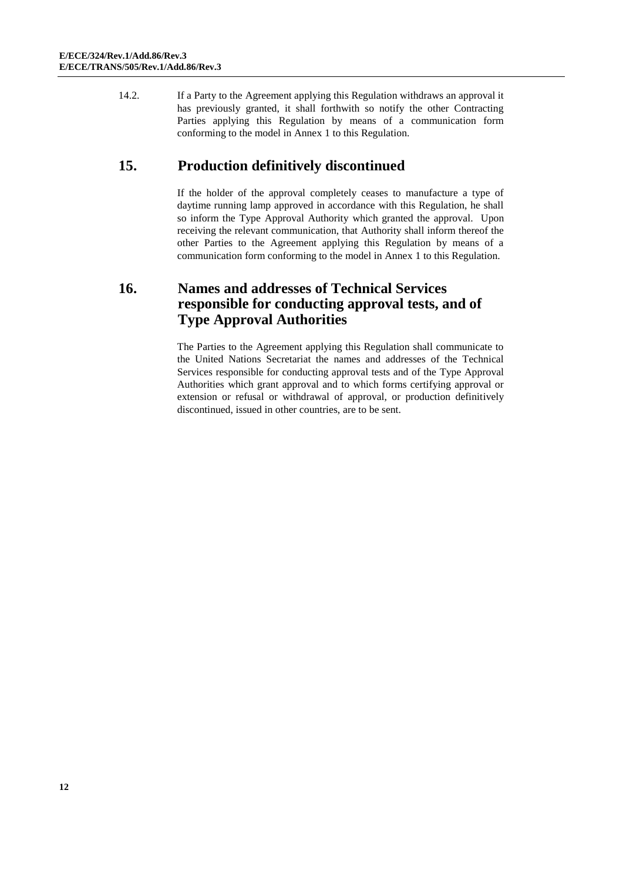14.2. If a Party to the Agreement applying this Regulation withdraws an approval it has previously granted, it shall forthwith so notify the other Contracting Parties applying this Regulation by means of a communication form conforming to the model in Annex 1 to this Regulation.

## 15. Production definitively discontinued

If the holder of the approval completely ceases to manufacture a type of daytime running lamp approved in accordance with this Regulation, he shall so inform the Type Approval Authority which granted the approval. Upon receiving the relevant communication, that Authority shall inform thereof the other Parties to the Agreement applying this Regulation by means of a communication form conforming to the model in Annex 1 to this Regulation.

## 16. Names and addresses of Technical Services responsible for conducting approval tests, and of Type Approval Authorities

The Parties to the Agreement applying this Regulation shall communicate to the United Nations Secretariat the names and addresses of the Technical Services responsible for conducting approval tests and of the Type Approval Authorities which grant approval and to which forms certifying approval or extension or refusal or withdrawal of approval, or production definitively discontinued, issued in other countries, are to be sent.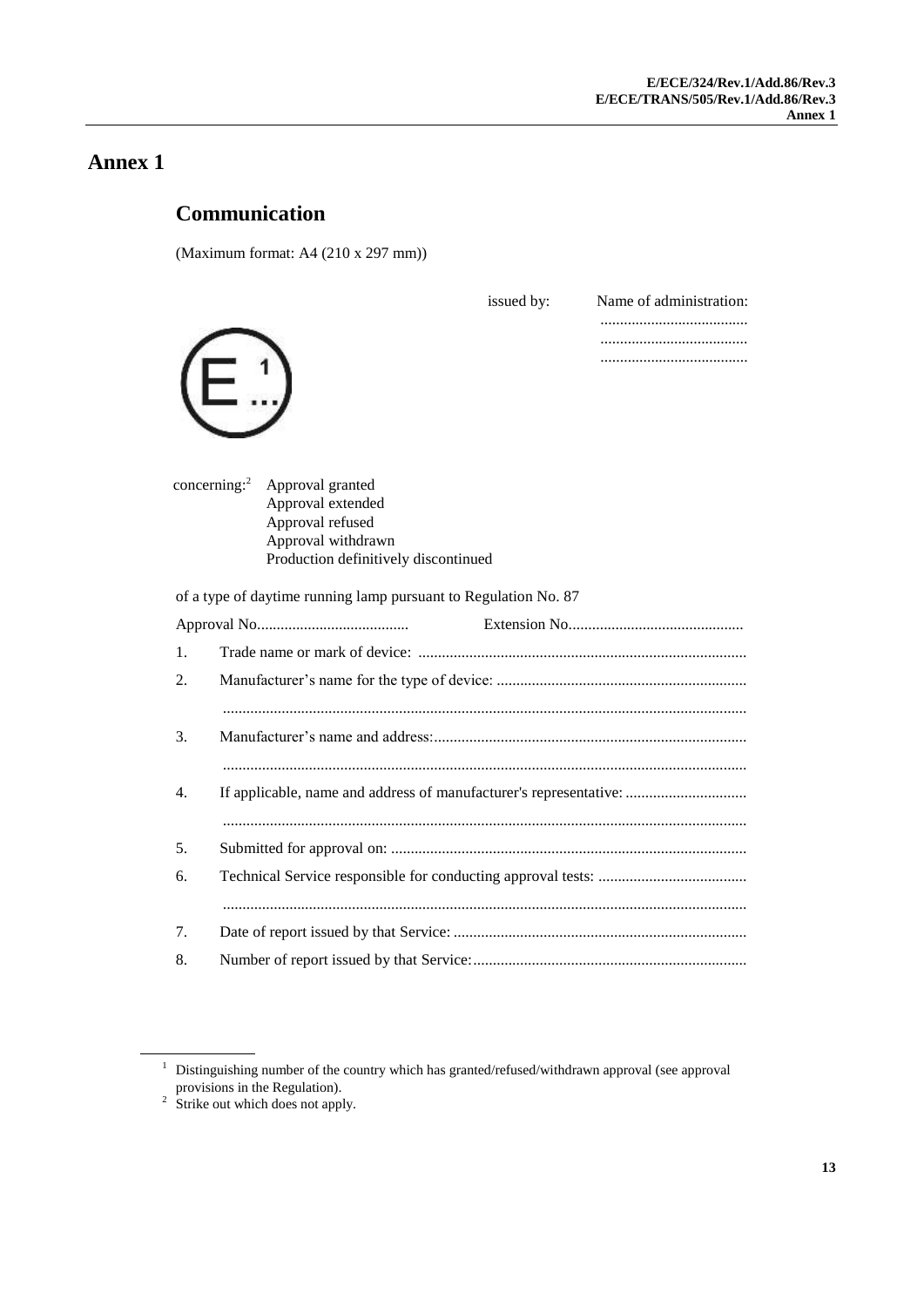# Annex 1

## Communication

(Maximum format: A4 (210 x 297 mm))

issued by: Name of administration:
......................................
......................................
......................................

E [1] ...

concerning:[2] Approval granted
Approval extended
Approval refused
Approval withdrawn
Production definitively discontinued

of a type of daytime running lamp pursuant to Regulation No. 87

Approval No....................................... Extension No............................................

1. Trade name or mark of device: ...................................................................................

2. Manufacturer's name for the type of device: ...............................................................
.....................................................................................................................................

3. Manufacturer's name and address:...............................................................................
.....................................................................................................................................

4. If applicable, name and address of manufacturer's representative: ..............................
.....................................................................................................................................

5. Submitted for approval on: ..........................................................................................

6. Technical Service responsible for conducting approval tests: ......................................
.....................................................................................................................................

7. Date of report issued by that Service: ..........................................................................

8. Number of report issued by that Service:.....................................................................

---

[1] Distinguishing number of the country which has granted/refused/withdrawn approval (see approval provisions in the Regulation).

[2] Strike out which does not apply.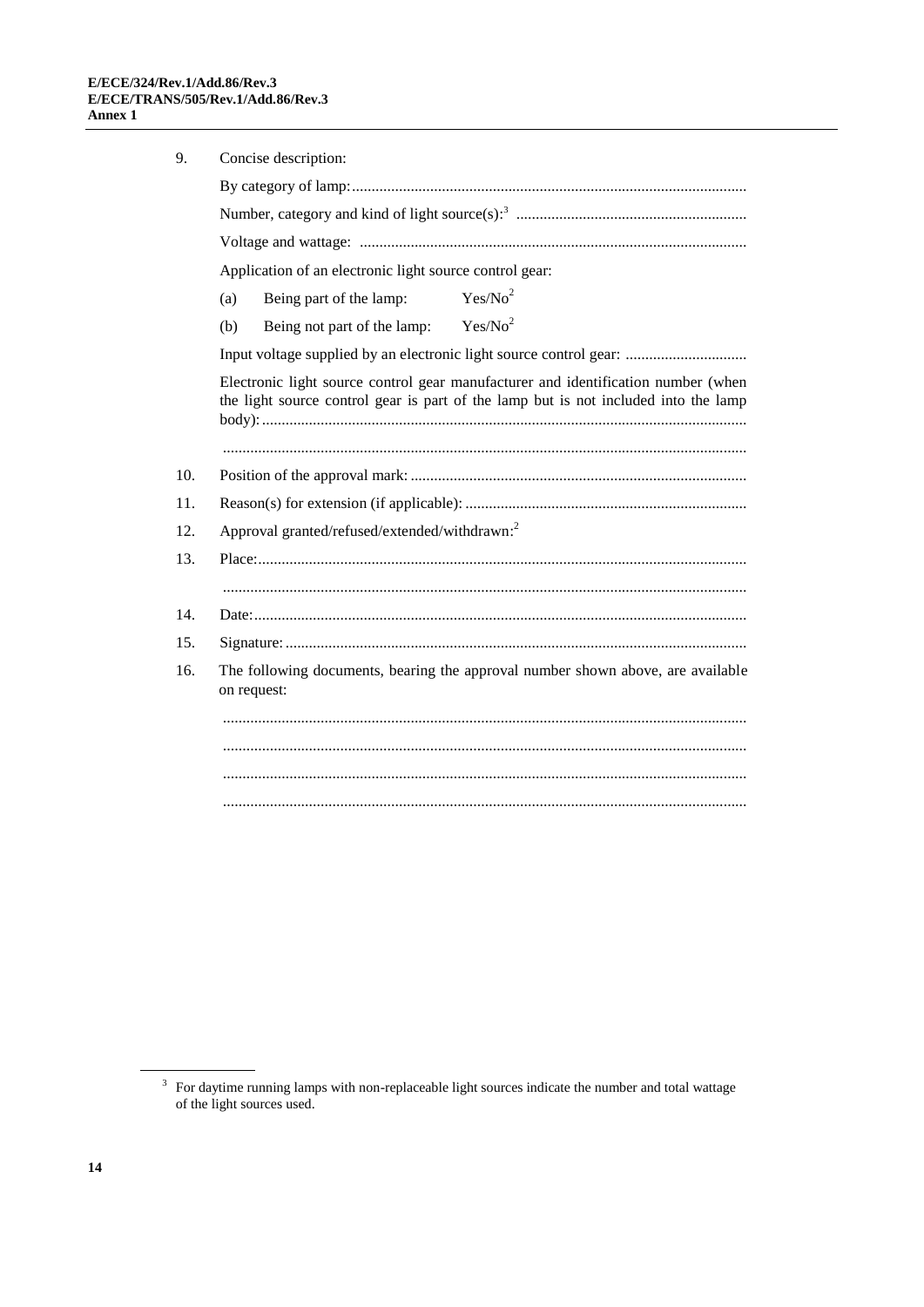9. Concise description:

   By category of lamp:....................................................................................................

   Number, category and kind of light source(s):[3] ..........................................................

   Voltage and wattage: ..................................................................................................

   Application of an electronic light source control gear:

   (a) Being part of the lamp: Yes/No[2]

   (b) Being not part of the lamp: Yes/No[2]

   Input voltage supplied by an electronic light source control gear: ...............................

   Electronic light source control gear manufacturer and identification number (when the light source control gear is part of the lamp but is not included into the lamp body):..........................................................................................................................

   ....................................................................................................................................

10. Position of the approval mark: .....................................................................................

11. Reason(s) for extension (if applicable): .......................................................................

12. Approval granted/refused/extended/withdrawn:[2]

13. Place:...........................................................................................................................

    ....................................................................................................................................

14. Date:.............................................................................................................................

15. Signature:.....................................................................................................................

16. The following documents, bearing the approval number shown above, are available on request:

    ....................................................................................................................................

    ....................................................................................................................................

    ....................................................................................................................................

    ....................................................................................................................................

---

[3] For daytime running lamps with non-replaceable light sources indicate the number and total wattage of the light sources used.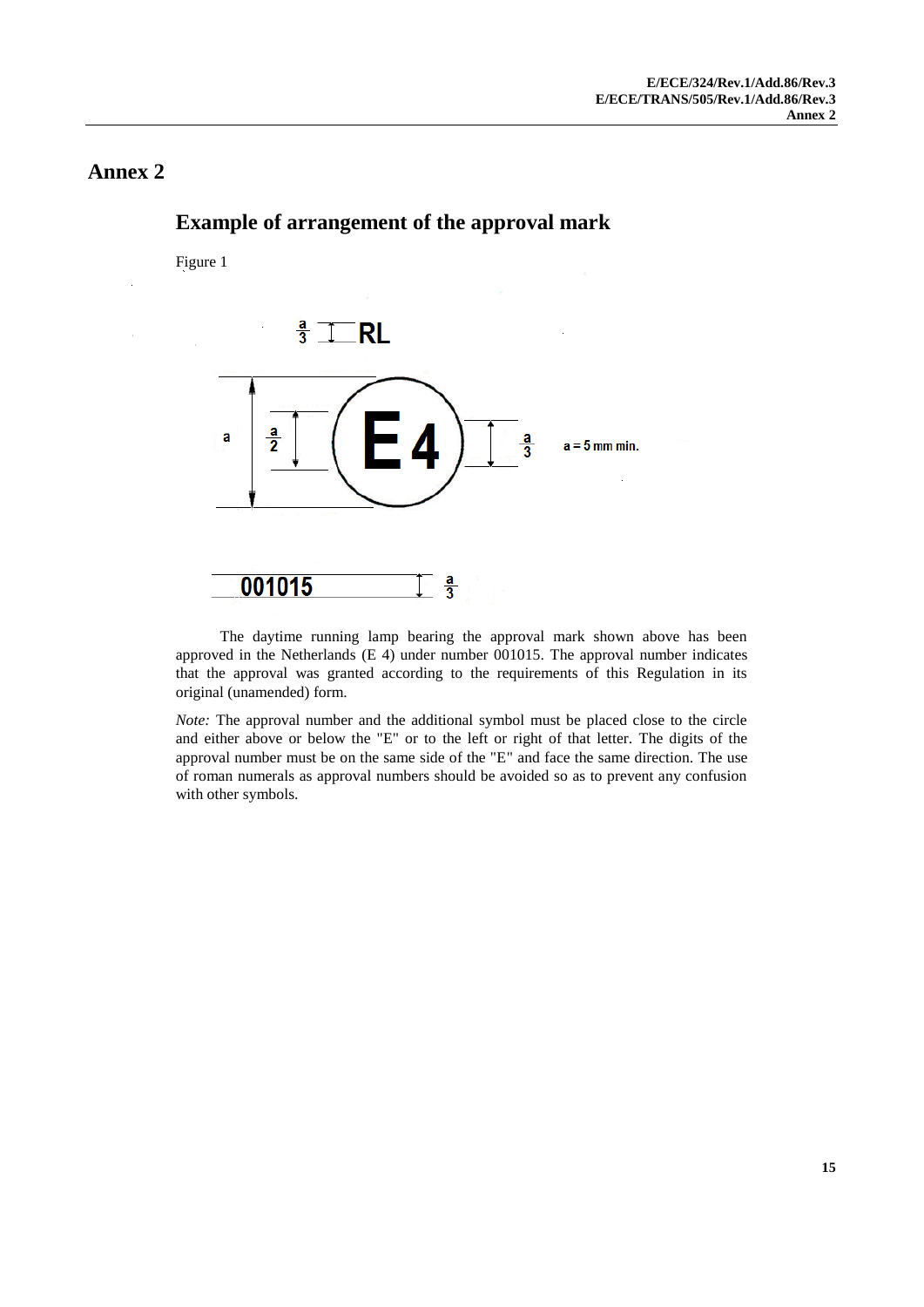# Annex 2

## Example of arrangement of the approval mark

Figure 1

$\frac{a}{3}$ RL

a $\frac{a}{2}$ E 4 $\frac{a}{3}$ a = 5 mm min.

001015 $\frac{a}{3}$

The daytime running lamp bearing the approval mark shown above has been approved in the Netherlands (E 4) under number 001015. The approval number indicates that the approval was granted according to the requirements of this Regulation in its original (unamended) form.

*Note:* The approval number and the additional symbol must be placed close to the circle and either above or below the "E" or to the left or right of that letter. The digits of the approval number must be on the same side of the "E" and face the same direction. The use of roman numerals as approval numbers should be avoided so as to prevent any confusion with other symbols.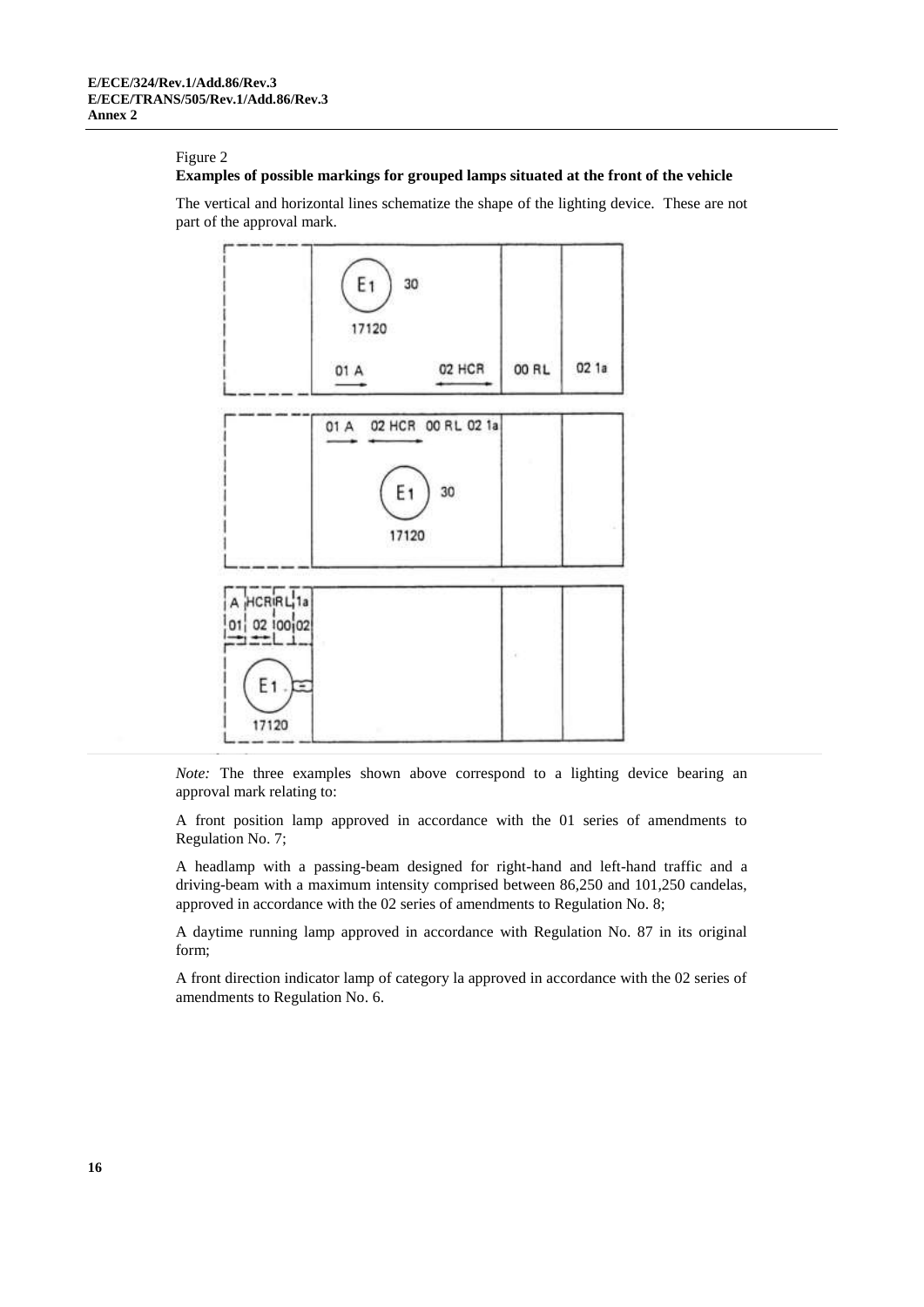Figure 2

**Examples of possible markings for grouped lamps situated at the front of the vehicle**

The vertical and horizontal lines schematize the shape of the lighting device. These are not part of the approval mark.

*Note:* The three examples shown above correspond to a lighting device bearing an approval mark relating to:

A front position lamp approved in accordance with the 01 series of amendments to Regulation No. 7;

A headlamp with a passing-beam designed for right-hand and left-hand traffic and a driving-beam with a maximum intensity comprised between 86,250 and 101,250 candelas, approved in accordance with the 02 series of amendments to Regulation No. 8;

A daytime running lamp approved in accordance with Regulation No. 87 in its original form;

A front direction indicator lamp of category la approved in accordance with the 02 series of amendments to Regulation No. 6.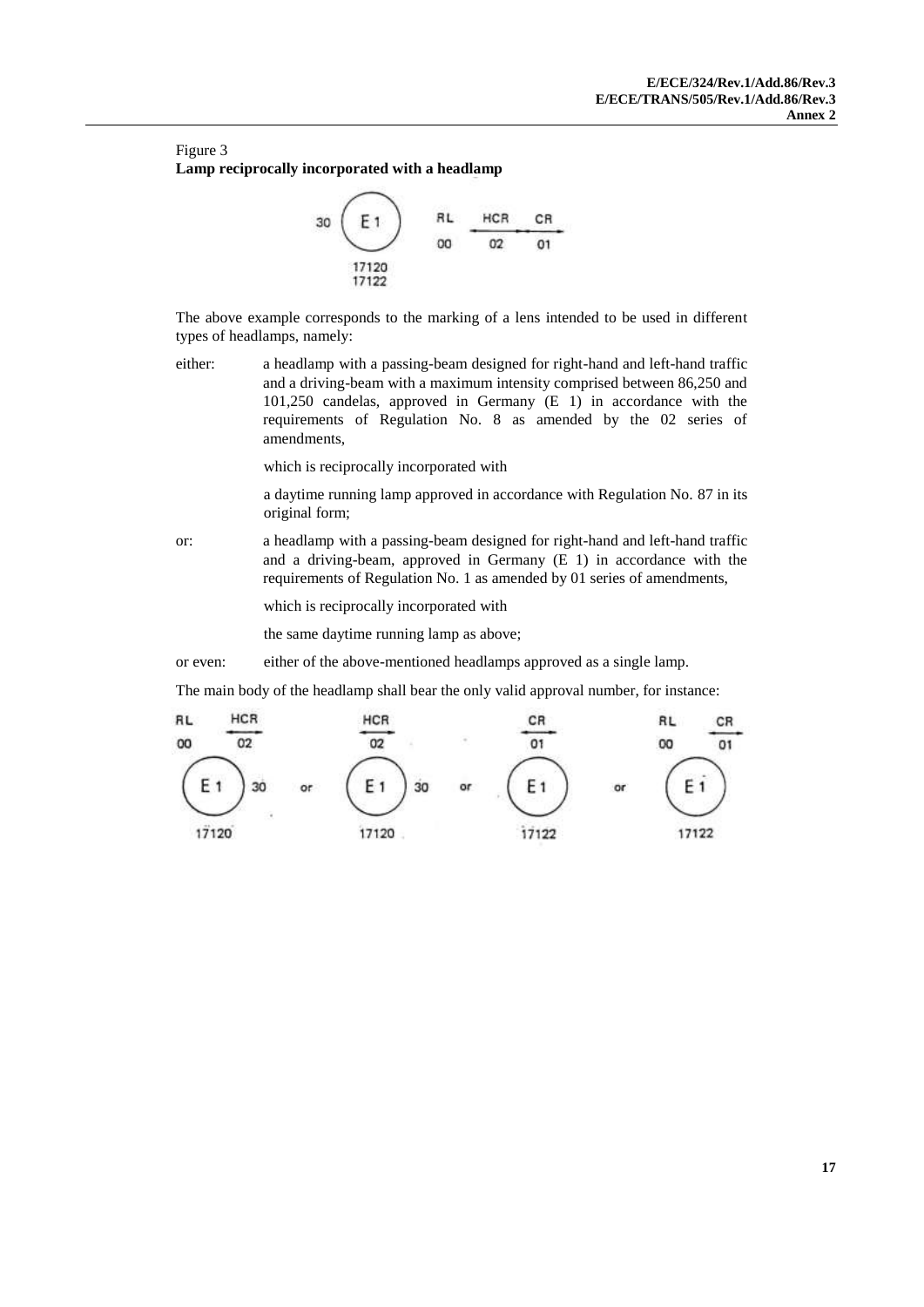Figure 3
**Lamp reciprocally incorporated with a headlamp**

30 E 1 RL HCR CR
00 02 01
17120
17122

The above example corresponds to the marking of a lens intended to be used in different types of headlamps, namely:

either: a headlamp with a passing-beam designed for right-hand and left-hand traffic and a driving-beam with a maximum intensity comprised between 86,250 and 101,250 candelas, approved in Germany (E 1) in accordance with the requirements of Regulation No. 8 as amended by the 02 series of amendments,

which is reciprocally incorporated with

a daytime running lamp approved in accordance with Regulation No. 87 in its original form;

or: a headlamp with a passing-beam designed for right-hand and left-hand traffic and a driving-beam, approved in Germany (E 1) in accordance with the requirements of Regulation No. 1 as amended by 01 series of amendments,

which is reciprocally incorporated with

the same daytime running lamp as above;

or even: either of the above-mentioned headlamps approved as a single lamp.

The main body of the headlamp shall bear the only valid approval number, for instance:

RL HCR / 00 02 / E 1 30 / 17120 or HCR / 02 / E 1 30 / 17120 or CR / 01 / E 1 / 17122 or RL CR / 00 01 / E 1 / 17122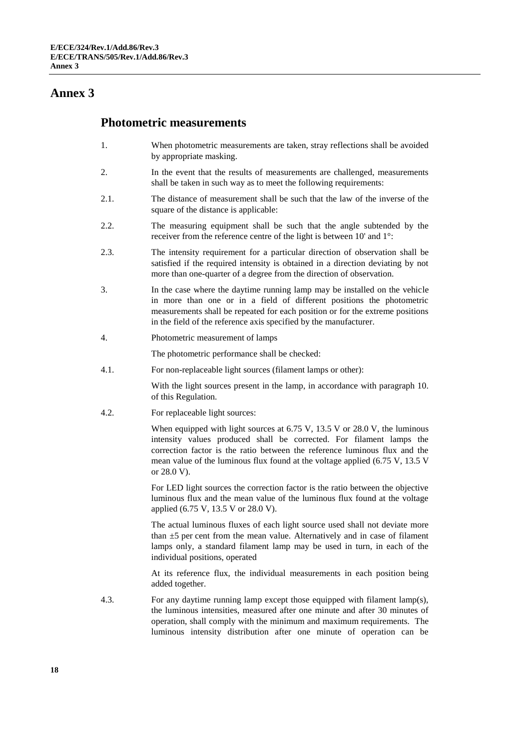# Annex 3

## Photometric measurements

1. When photometric measurements are taken, stray reflections shall be avoided by appropriate masking.

2. In the event that the results of measurements are challenged, measurements shall be taken in such way as to meet the following requirements:

2.1. The distance of measurement shall be such that the law of the inverse of the square of the distance is applicable:

2.2. The measuring equipment shall be such that the angle subtended by the receiver from the reference centre of the light is between 10' and 1°:

2.3. The intensity requirement for a particular direction of observation shall be satisfied if the required intensity is obtained in a direction deviating by not more than one-quarter of a degree from the direction of observation.

3. In the case where the daytime running lamp may be installed on the vehicle in more than one or in a field of different positions the photometric measurements shall be repeated for each position or for the extreme positions in the field of the reference axis specified by the manufacturer.

4. Photometric measurement of lamps

   The photometric performance shall be checked:

4.1. For non-replaceable light sources (filament lamps or other):

   With the light sources present in the lamp, in accordance with paragraph 10. of this Regulation.

4.2. For replaceable light sources:

   When equipped with light sources at 6.75 V, 13.5 V or 28.0 V, the luminous intensity values produced shall be corrected. For filament lamps the correction factor is the ratio between the reference luminous flux and the mean value of the luminous flux found at the voltage applied (6.75 V, 13.5 V or 28.0 V).

   For LED light sources the correction factor is the ratio between the objective luminous flux and the mean value of the luminous flux found at the voltage applied (6.75 V, 13.5 V or 28.0 V).

   The actual luminous fluxes of each light source used shall not deviate more than ±5 per cent from the mean value. Alternatively and in case of filament lamps only, a standard filament lamp may be used in turn, in each of the individual positions, operated

   At its reference flux, the individual measurements in each position being added together.

4.3. For any daytime running lamp except those equipped with filament lamp(s), the luminous intensities, measured after one minute and after 30 minutes of operation, shall comply with the minimum and maximum requirements. The luminous intensity distribution after one minute of operation can be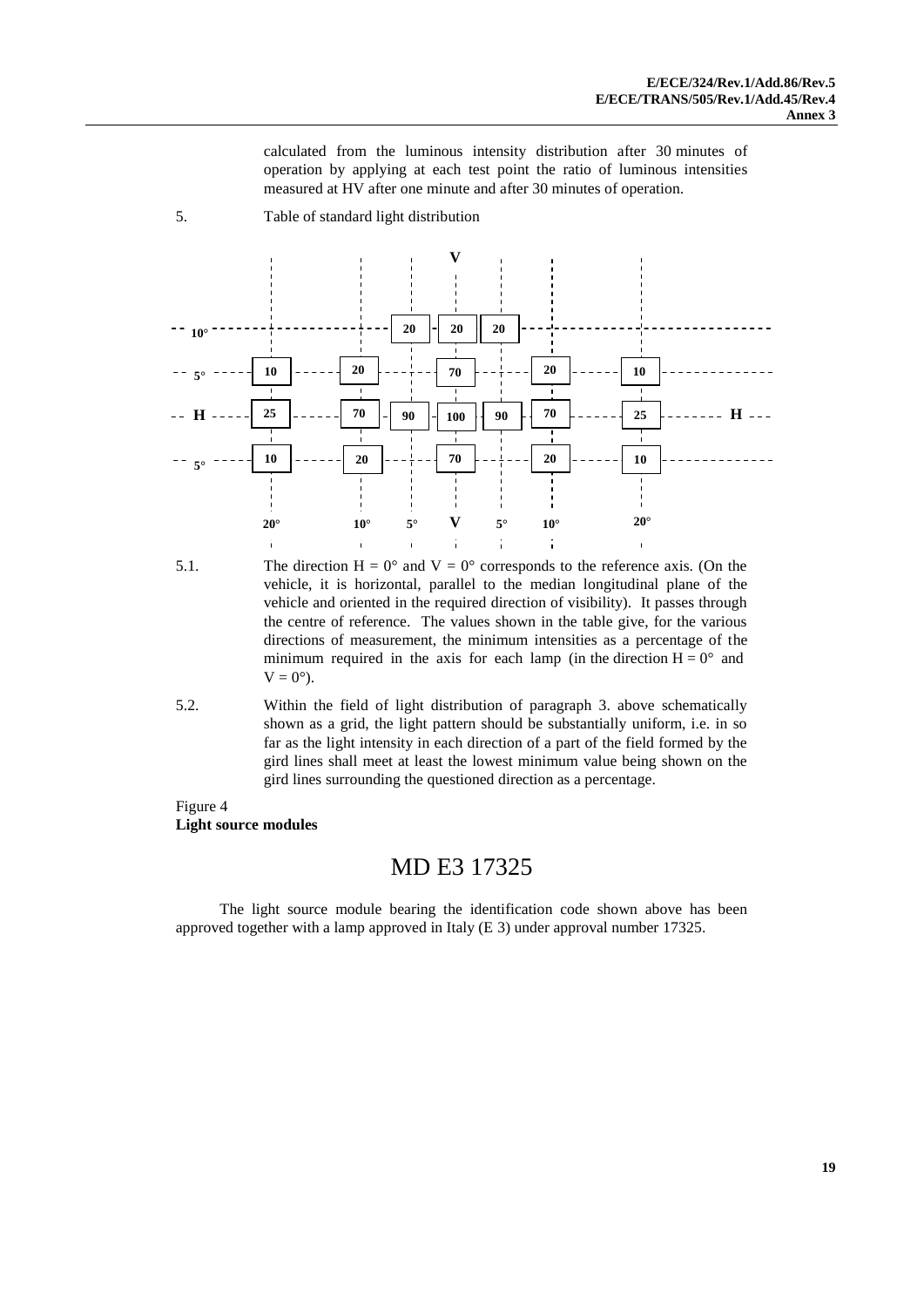calculated from the luminous intensity distribution after 30 minutes of operation by applying at each test point the ratio of luminous intensities measured at HV after one minute and after 30 minutes of operation.

5. Table of standard light distribution

| | 20° | 10° | 5° | V | 5° | 10° | 20° |
|---|---|---|---|---|---|---|---|
| 10° | | | 20 | 20 | 20 | | |
| 5° | 10 | 20 | | 70 | | 20 | 10 |
| H | 25 | 70 | 90 | 100 | 90 | 70 | 25 |
| 5° | 10 | 20 | | 70 | | 20 | 10 |

5.1. The direction H = 0° and V = 0° corresponds to the reference axis. (On the vehicle, it is horizontal, parallel to the median longitudinal plane of the vehicle and oriented in the required direction of visibility). It passes through the centre of reference. The values shown in the table give, for the various directions of measurement, the minimum intensities as a percentage of the minimum required in the axis for each lamp (in the direction H = 0° and V = 0°).

5.2. Within the field of light distribution of paragraph 3. above schematically shown as a grid, the light pattern should be substantially uniform, i.e. in so far as the light intensity in each direction of a part of the field formed by the gird lines shall meet at least the lowest minimum value being shown on the gird lines surrounding the questioned direction as a percentage.

Figure 4
**Light source modules**

MD E3 17325

The light source module bearing the identification code shown above has been approved together with a lamp approved in Italy (E 3) under approval number 17325.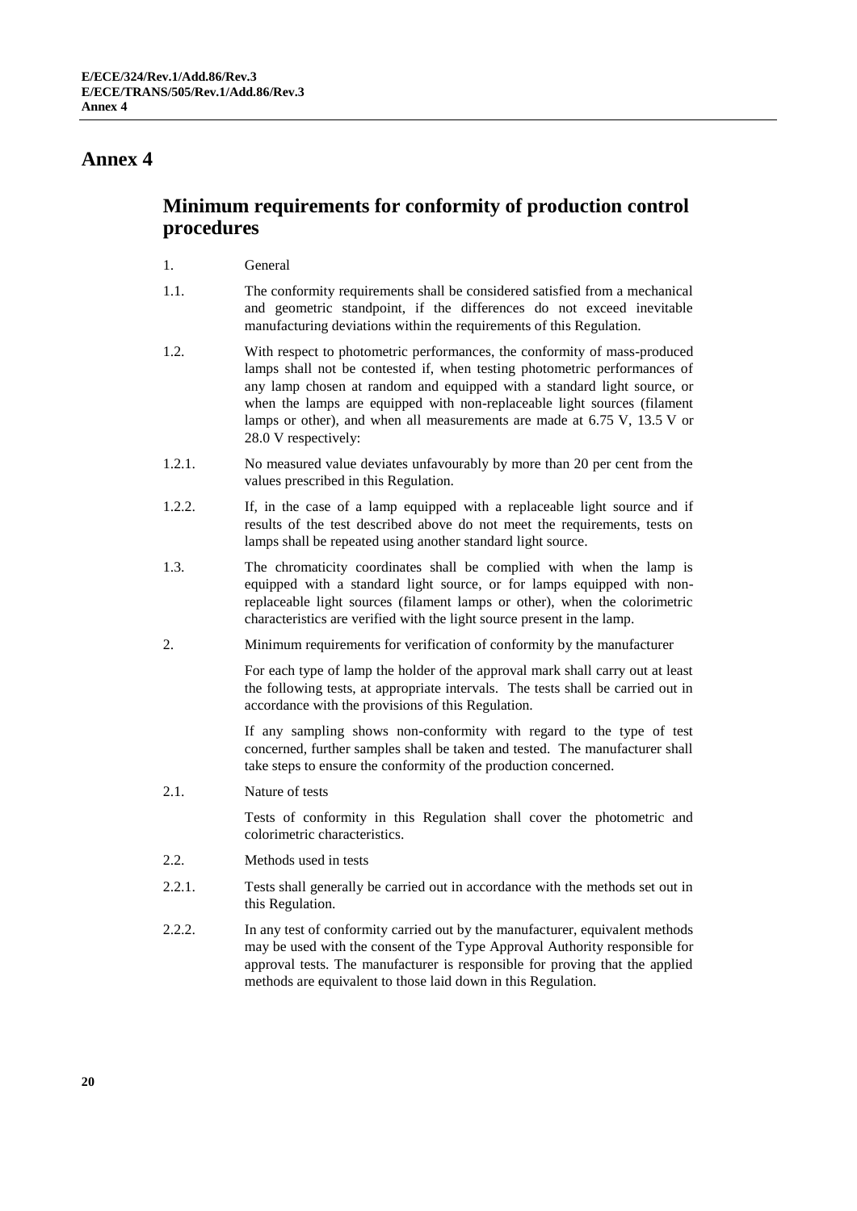# Annex 4

## Minimum requirements for conformity of production control procedures

1. General

1.1. The conformity requirements shall be considered satisfied from a mechanical and geometric standpoint, if the differences do not exceed inevitable manufacturing deviations within the requirements of this Regulation.

1.2. With respect to photometric performances, the conformity of mass-produced lamps shall not be contested if, when testing photometric performances of any lamp chosen at random and equipped with a standard light source, or when the lamps are equipped with non-replaceable light sources (filament lamps or other), and when all measurements are made at 6.75 V, 13.5 V or 28.0 V respectively:

1.2.1. No measured value deviates unfavourably by more than 20 per cent from the values prescribed in this Regulation.

1.2.2. If, in the case of a lamp equipped with a replaceable light source and if results of the test described above do not meet the requirements, tests on lamps shall be repeated using another standard light source.

1.3. The chromaticity coordinates shall be complied with when the lamp is equipped with a standard light source, or for lamps equipped with non-replaceable light sources (filament lamps or other), when the colorimetric characteristics are verified with the light source present in the lamp.

2. Minimum requirements for verification of conformity by the manufacturer

For each type of lamp the holder of the approval mark shall carry out at least the following tests, at appropriate intervals. The tests shall be carried out in accordance with the provisions of this Regulation.

If any sampling shows non-conformity with regard to the type of test concerned, further samples shall be taken and tested. The manufacturer shall take steps to ensure the conformity of the production concerned.

2.1. Nature of tests

Tests of conformity in this Regulation shall cover the photometric and colorimetric characteristics.

2.2. Methods used in tests

2.2.1. Tests shall generally be carried out in accordance with the methods set out in this Regulation.

2.2.2. In any test of conformity carried out by the manufacturer, equivalent methods may be used with the consent of the Type Approval Authority responsible for approval tests. The manufacturer is responsible for proving that the applied methods are equivalent to those laid down in this Regulation.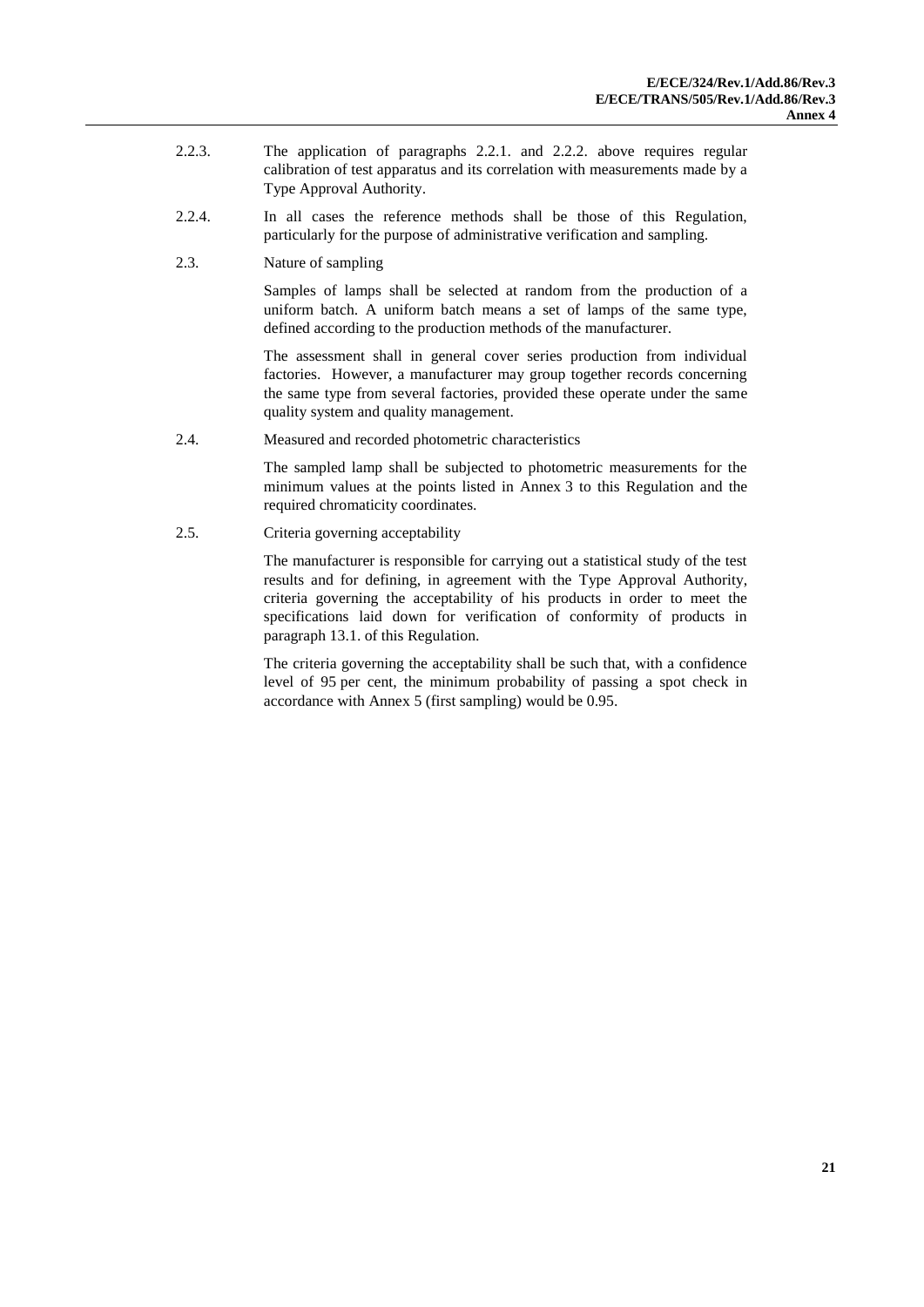2.2.3. The application of paragraphs 2.2.1. and 2.2.2. above requires regular calibration of test apparatus and its correlation with measurements made by a Type Approval Authority.

2.2.4. In all cases the reference methods shall be those of this Regulation, particularly for the purpose of administrative verification and sampling.

2.3. Nature of sampling

Samples of lamps shall be selected at random from the production of a uniform batch. A uniform batch means a set of lamps of the same type, defined according to the production methods of the manufacturer.

The assessment shall in general cover series production from individual factories. However, a manufacturer may group together records concerning the same type from several factories, provided these operate under the same quality system and quality management.

2.4. Measured and recorded photometric characteristics

The sampled lamp shall be subjected to photometric measurements for the minimum values at the points listed in Annex 3 to this Regulation and the required chromaticity coordinates.

2.5. Criteria governing acceptability

The manufacturer is responsible for carrying out a statistical study of the test results and for defining, in agreement with the Type Approval Authority, criteria governing the acceptability of his products in order to meet the specifications laid down for verification of conformity of products in paragraph 13.1. of this Regulation.

The criteria governing the acceptability shall be such that, with a confidence level of 95 per cent, the minimum probability of passing a spot check in accordance with Annex 5 (first sampling) would be 0.95.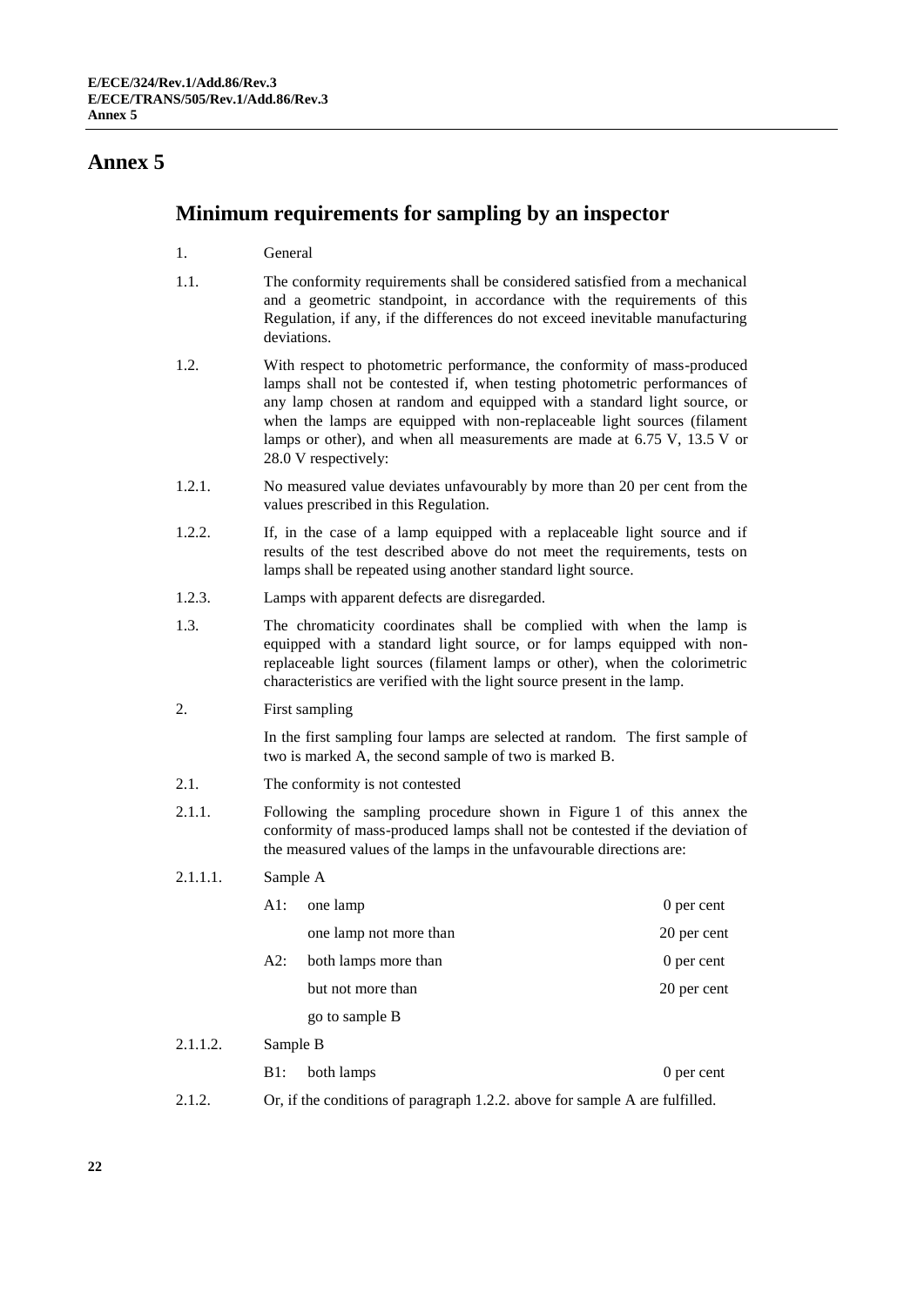# Annex 5

## Minimum requirements for sampling by an inspector

1. General

1.1. The conformity requirements shall be considered satisfied from a mechanical and a geometric standpoint, in accordance with the requirements of this Regulation, if any, if the differences do not exceed inevitable manufacturing deviations.

1.2. With respect to photometric performance, the conformity of mass-produced lamps shall not be contested if, when testing photometric performances of any lamp chosen at random and equipped with a standard light source, or when the lamps are equipped with non-replaceable light sources (filament lamps or other), and when all measurements are made at 6.75 V, 13.5 V or 28.0 V respectively:

1.2.1. No measured value deviates unfavourably by more than 20 per cent from the values prescribed in this Regulation.

1.2.2. If, in the case of a lamp equipped with a replaceable light source and if results of the test described above do not meet the requirements, tests on lamps shall be repeated using another standard light source.

1.2.3. Lamps with apparent defects are disregarded.

1.3. The chromaticity coordinates shall be complied with when the lamp is equipped with a standard light source, or for lamps equipped with non-replaceable light sources (filament lamps or other), when the colorimetric characteristics are verified with the light source present in the lamp.

2. First sampling

In the first sampling four lamps are selected at random. The first sample of two is marked A, the second sample of two is marked B.

2.1. The conformity is not contested

2.1.1. Following the sampling procedure shown in Figure 1 of this annex the conformity of mass-produced lamps shall not be contested if the deviation of the measured values of the lamps in the unfavourable directions are:

2.1.1.1. Sample A

| | | |
|---|---|---|
| A1: | one lamp | 0 per cent |
| | one lamp not more than | 20 per cent |
| A2: | both lamps more than | 0 per cent |
| | but not more than | 20 per cent |
| | go to sample B | |

2.1.1.2. Sample B

| | | |
|---|---|---|
| B1: | both lamps | 0 per cent |

2.1.2. Or, if the conditions of paragraph 1.2.2. above for sample A are fulfilled.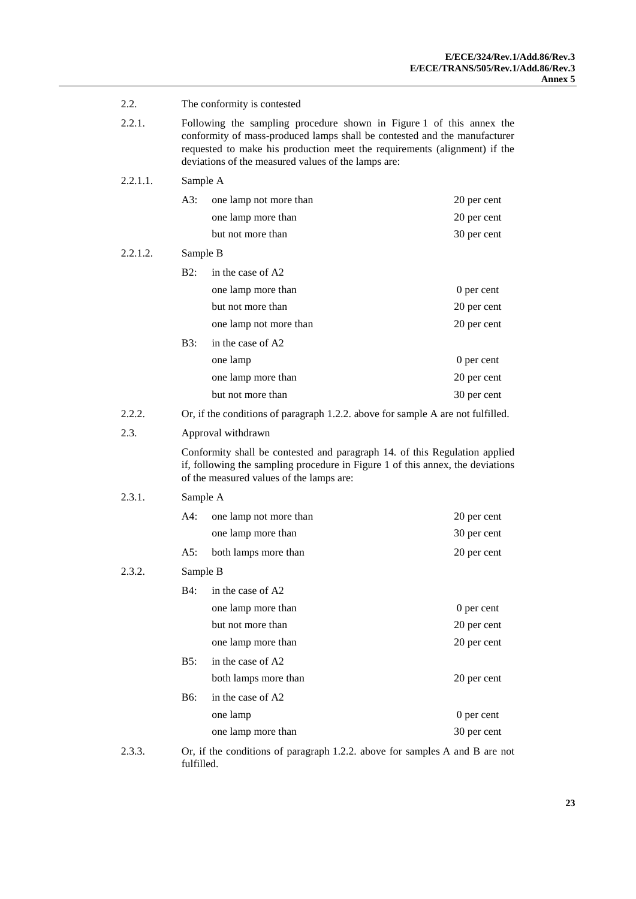2.2. The conformity is contested

2.2.1. Following the sampling procedure shown in Figure 1 of this annex the conformity of mass-produced lamps shall be contested and the manufacturer requested to make his production meet the requirements (alignment) if the deviations of the measured values of the lamps are:

2.2.1.1. Sample A

| | | |
|---|---|---|
| A3: | one lamp not more than | 20 per cent |
| | one lamp more than | 20 per cent |
| | but not more than | 30 per cent |

2.2.1.2. Sample B

| | | |
|---|---|---|
| B2: | in the case of A2 | |
| | one lamp more than | 0 per cent |
| | but not more than | 20 per cent |
| | one lamp not more than | 20 per cent |
| B3: | in the case of A2 | |
| | one lamp | 0 per cent |
| | one lamp more than | 20 per cent |
| | but not more than | 30 per cent |

2.2.2. Or, if the conditions of paragraph 1.2.2. above for sample A are not fulfilled.

2.3. Approval withdrawn

Conformity shall be contested and paragraph 14. of this Regulation applied if, following the sampling procedure in Figure 1 of this annex, the deviations of the measured values of the lamps are:

2.3.1. Sample A

| | | |
|---|---|---|
| A4: | one lamp not more than | 20 per cent |
| | one lamp more than | 30 per cent |
| A5: | both lamps more than | 20 per cent |

2.3.2. Sample B

| | | |
|---|---|---|
| B4: | in the case of A2 | |
| | one lamp more than | 0 per cent |
| | but not more than | 20 per cent |
| | one lamp more than | 20 per cent |
| B5: | in the case of A2 | |
| | both lamps more than | 20 per cent |
| B6: | in the case of A2 | |
| | one lamp | 0 per cent |
| | one lamp more than | 30 per cent |

2.3.3. Or, if the conditions of paragraph 1.2.2. above for samples A and B are not fulfilled.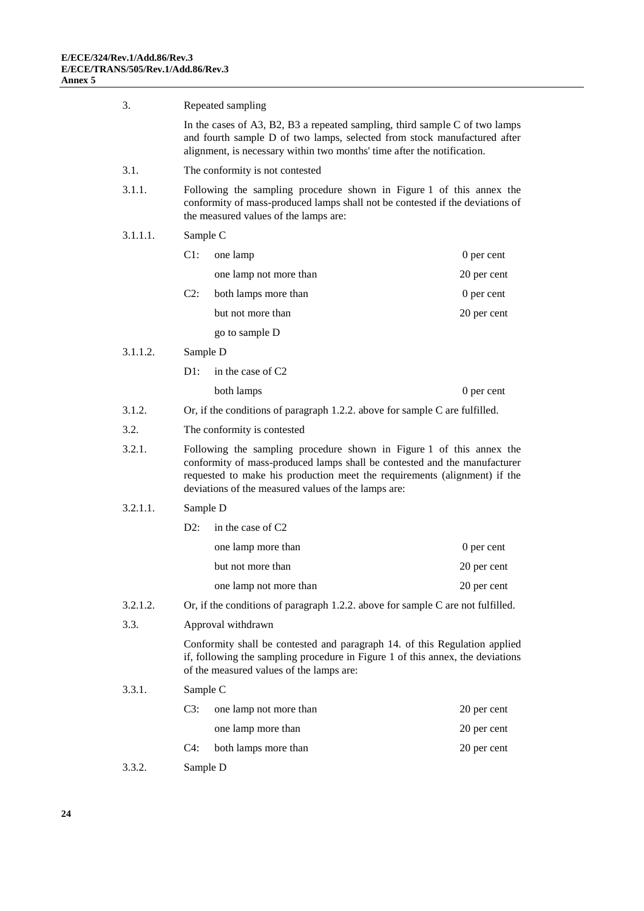3. Repeated sampling

In the cases of A3, B2, B3 a repeated sampling, third sample C of two lamps and fourth sample D of two lamps, selected from stock manufactured after alignment, is necessary within two months' time after the notification.

3.1. The conformity is not contested

3.1.1. Following the sampling procedure shown in Figure 1 of this annex the conformity of mass-produced lamps shall not be contested if the deviations of the measured values of the lamps are:

3.1.1.1. Sample C

| | | |
|---|---|---|
| C1: | one lamp | 0 per cent |
| | one lamp not more than | 20 per cent |
| C2: | both lamps more than | 0 per cent |
| | but not more than | 20 per cent |
| | go to sample D | |

3.1.1.2. Sample D

| | | |
|---|---|---|
| D1: | in the case of C2 | |
| | both lamps | 0 per cent |

3.1.2. Or, if the conditions of paragraph 1.2.2. above for sample C are fulfilled.

3.2. The conformity is contested

3.2.1. Following the sampling procedure shown in Figure 1 of this annex the conformity of mass-produced lamps shall be contested and the manufacturer requested to make his production meet the requirements (alignment) if the deviations of the measured values of the lamps are:

3.2.1.1. Sample D

| | | |
|---|---|---|
| D2: | in the case of C2 | |
| | one lamp more than | 0 per cent |
| | but not more than | 20 per cent |
| | one lamp not more than | 20 per cent |

3.2.1.2. Or, if the conditions of paragraph 1.2.2. above for sample C are not fulfilled.

3.3. Approval withdrawn

Conformity shall be contested and paragraph 14. of this Regulation applied if, following the sampling procedure in Figure 1 of this annex, the deviations of the measured values of the lamps are:

3.3.1. Sample C

| | | |
|---|---|---|
| C3: | one lamp not more than | 20 per cent |
| | one lamp more than | 20 per cent |
| C4: | both lamps more than | 20 per cent |

3.3.2. Sample D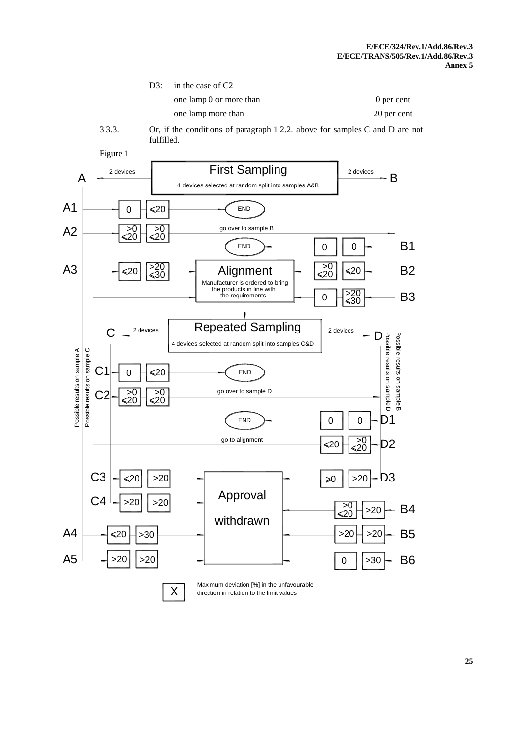D3: in the case of C2

| | |
|---|---|
| one lamp 0 or more than | 0 per cent |
| one lamp more than | 20 per cent |

3.3.3. Or, if the conditions of paragraph 1.2.2. above for samples C and D are not fulfilled.

Figure 1

First Sampling

4 devices selected at random split into samples A&B

A — 2 devices | 2 devices — B

A1: 0 | ≤20 → END

A2: >0 ≤20 | >0 ≤20 → go over to sample B

B1: 0 | 0 → END

A3: ≤20 | >20 ≤30 → Alignment

B2: >0 ≤20 | ≤20 → Alignment

B3: 0 | >20 ≤30 → Alignment

Alignment: Manufacturer is ordered to bring the products in line with the requirements

Repeated Sampling

4 devices selected at random split into samples C&D

C — 2 devices | 2 devices — D

Possible results on sample A

Possible results on sample C

Possible results on sample B

Possible results on sample D

C1: 0 | ≤20 → END

C2: >0 ≤20 | >0 ≤20 → go over to sample D

D1: 0 | 0 → END

D2: ≤20 | >0 ≤20 → go to alignment

C3: ≤20 | >20 → Approval withdrawn

C4: >20 | >20 → Approval withdrawn

D3: ≥0 | >20 → Approval withdrawn

B4: >0 ≤20 | >20 → Approval withdrawn

A4: ≤20 | >30 → Approval withdrawn

B5: >20 | >20 → Approval withdrawn

A5: >20 | >20 → Approval withdrawn

B6: 0 | >30 → Approval withdrawn

X — Maximum deviation [%] in the unfavourable direction in relation to the limit values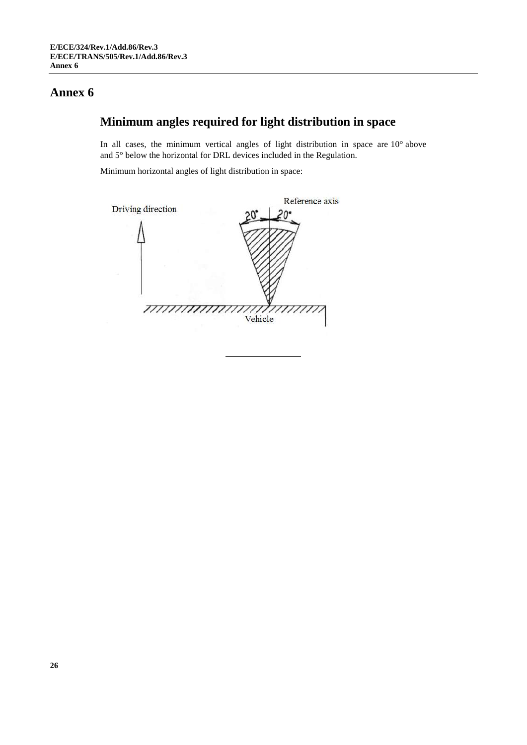# Annex 6

## Minimum angles required for light distribution in space

In all cases, the minimum vertical angles of light distribution in space are 10° above and 5° below the horizontal for DRL devices included in the Regulation.

Minimum horizontal angles of light distribution in space:

Reference axis

Driving direction

20°

20°

Vehicle